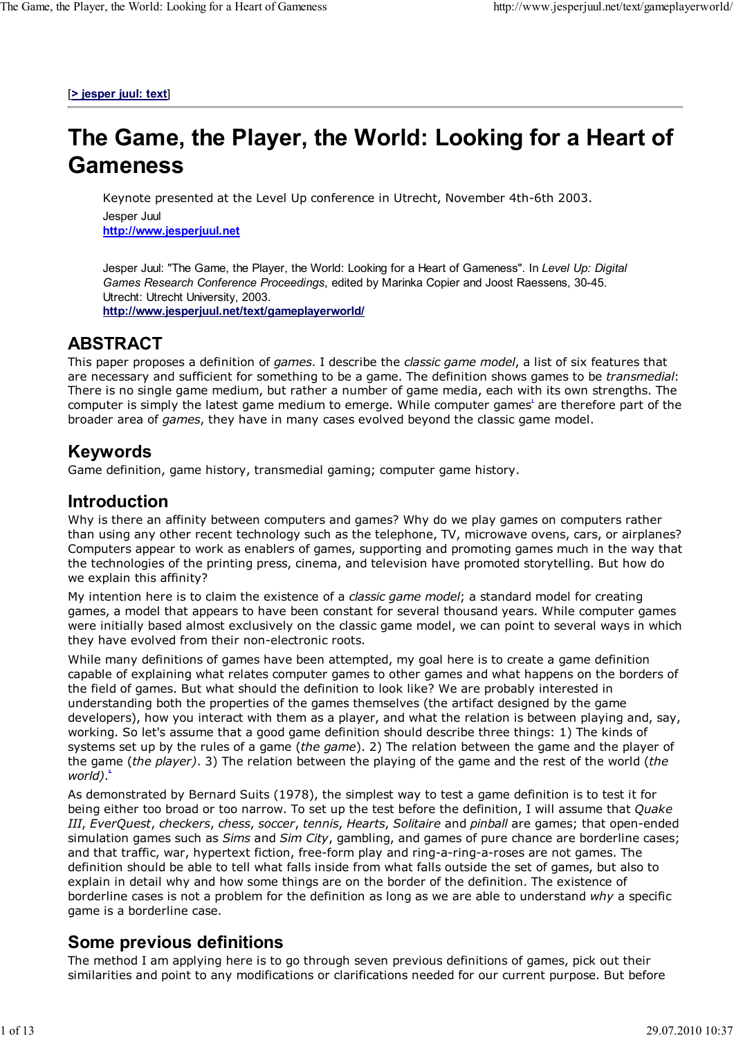[> jesper juul: text]

# The Game, the Player, the World: Looking for a Heart of Gameness

Keynote presented at the Level Up conference in Utrecht, November 4th-6th 2003.
Jesper Juul
http://www.jesperjuul.net

Jesper Juul: "The Game, the Player, the World: Looking for a Heart of Gameness". In *Level Up: Digital Games Research Conference Proceedings*, edited by Marinka Copier and Joost Raessens, 30-45. Utrecht: Utrecht University, 2003.
http://www.jesperjuul.net/text/gameplayerworld/

## ABSTRACT

This paper proposes a definition of *games*. I describe the *classic game model*, a list of six features that are necessary and sufficient for something to be a game. The definition shows games to be *transmedial*: There is no single game medium, but rather a number of game media, each with its own strengths. The computer is simply the latest game medium to emerge. While computer games[1] are therefore part of the broader area of *games*, they have in many cases evolved beyond the classic game model.

## Keywords

Game definition, game history, transmedial gaming; computer game history.

## Introduction

Why is there an affinity between computers and games? Why do we play games on computers rather than using any other recent technology such as the telephone, TV, microwave ovens, cars, or airplanes? Computers appear to work as enablers of games, supporting and promoting games much in the way that the technologies of the printing press, cinema, and television have promoted storytelling. But how do we explain this affinity?

My intention here is to claim the existence of a *classic game model*; a standard model for creating games, a model that appears to have been constant for several thousand years. While computer games were initially based almost exclusively on the classic game model, we can point to several ways in which they have evolved from their non-electronic roots.

While many definitions of games have been attempted, my goal here is to create a game definition capable of explaining what relates computer games to other games and what happens on the borders of the field of games. But what should the definition to look like? We are probably interested in understanding both the properties of the games themselves (the artifact designed by the game developers), how you interact with them as a player, and what the relation is between playing and, say, working. So let's assume that a good game definition should describe three things: 1) The kinds of systems set up by the rules of a game (*the game*). 2) The relation between the game and the player of the game (*the player)*. 3) The relation between the playing of the game and the rest of the world (*the world)*.[2]

As demonstrated by Bernard Suits (1978), the simplest way to test a game definition is to test it for being either too broad or too narrow. To set up the test before the definition, I will assume that *Quake III*, *EverQuest*, *checkers*, *chess*, *soccer*, *tennis*, *Hearts*, *Solitaire* and *pinball* are games; that open-ended simulation games such as *Sims* and *Sim City*, gambling, and games of pure chance are borderline cases; and that traffic, war, hypertext fiction, free-form play and ring-a-ring-a-roses are not games. The definition should be able to tell what falls inside from what falls outside the set of games, but also to explain in detail why and how some things are on the border of the definition. The existence of borderline cases is not a problem for the definition as long as we are able to understand *why* a specific game is a borderline case.

## Some previous definitions

The method I am applying here is to go through seven previous definitions of games, pick out their similarities and point to any modifications or clarifications needed for our current purpose. But before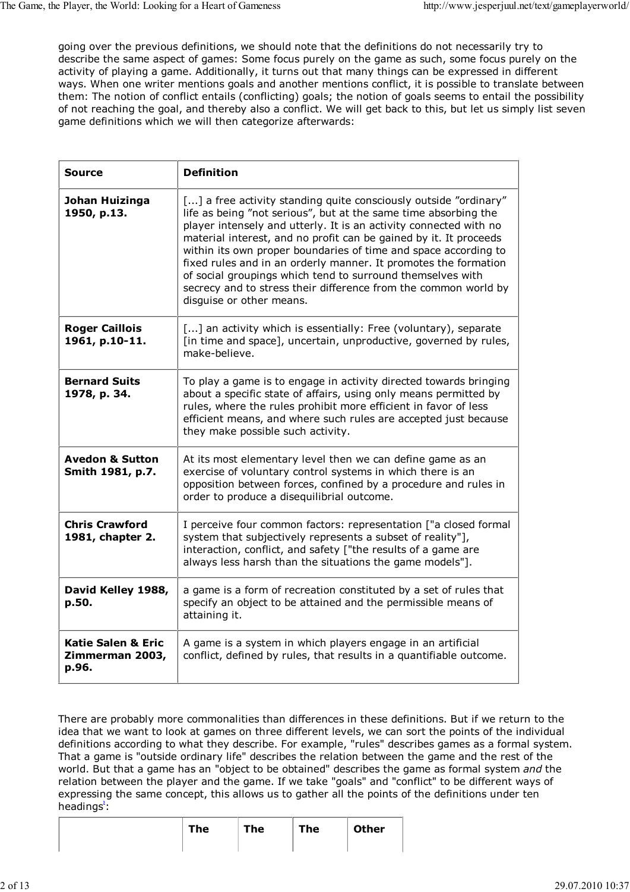going over the previous definitions, we should note that the definitions do not necessarily try to describe the same aspect of games: Some focus purely on the game as such, some focus purely on the activity of playing a game. Additionally, it turns out that many things can be expressed in different ways. When one writer mentions goals and another mentions conflict, it is possible to translate between them: The notion of conflict entails (conflicting) goals; the notion of goals seems to entail the possibility of not reaching the goal, and thereby also a conflict. We will get back to this, but let us simply list seven game definitions which we will then categorize afterwards:

| Source | Definition |
|---|---|
| **Johan Huizinga 1950, p.13.** | [...] a free activity standing quite consciously outside "ordinary" life as being "not serious", but at the same time absorbing the player intensely and utterly. It is an activity connected with no material interest, and no profit can be gained by it. It proceeds within its own proper boundaries of time and space according to fixed rules and in an orderly manner. It promotes the formation of social groupings which tend to surround themselves with secrecy and to stress their difference from the common world by disguise or other means. |
| **Roger Caillois 1961, p.10-11.** | [...] an activity which is essentially: Free (voluntary), separate [in time and space], uncertain, unproductive, governed by rules, make-believe. |
| **Bernard Suits 1978, p. 34.** | To play a game is to engage in activity directed towards bringing about a specific state of affairs, using only means permitted by rules, where the rules prohibit more efficient in favor of less efficient means, and where such rules are accepted just because they make possible such activity. |
| **Avedon & Sutton Smith 1981, p.7.** | At its most elementary level then we can define game as an exercise of voluntary control systems in which there is an opposition between forces, confined by a procedure and rules in order to produce a disequilibrial outcome. |
| **Chris Crawford 1981, chapter 2.** | I perceive four common factors: representation ["a closed formal system that subjectively represents a subset of reality"], interaction, conflict, and safety ["the results of a game are always less harsh than the situations the game models"]. |
| **David Kelley 1988, p.50.** | a game is a form of recreation constituted by a set of rules that specify an object to be attained and the permissible means of attaining it. |
| **Katie Salen & Eric Zimmerman 2003, p.96.** | A game is a system in which players engage in an artificial conflict, defined by rules, that results in a quantifiable outcome. |

There are probably more commonalities than differences in these definitions. But if we return to the idea that we want to look at games on three different levels, we can sort the points of the individual definitions according to what they describe. For example, "rules" describes games as a formal system. That a game is "outside ordinary life" describes the relation between the game and the rest of the world. But that a game has an "object to be obtained" describes the game as formal system *and* the relation between the player and the game. If we take "goals" and "conflict" to be different ways of expressing the same concept, this allows us to gather all the points of the definitions under ten headings[1]:

| | The | The | The | Other |
|---|---|---|---|---|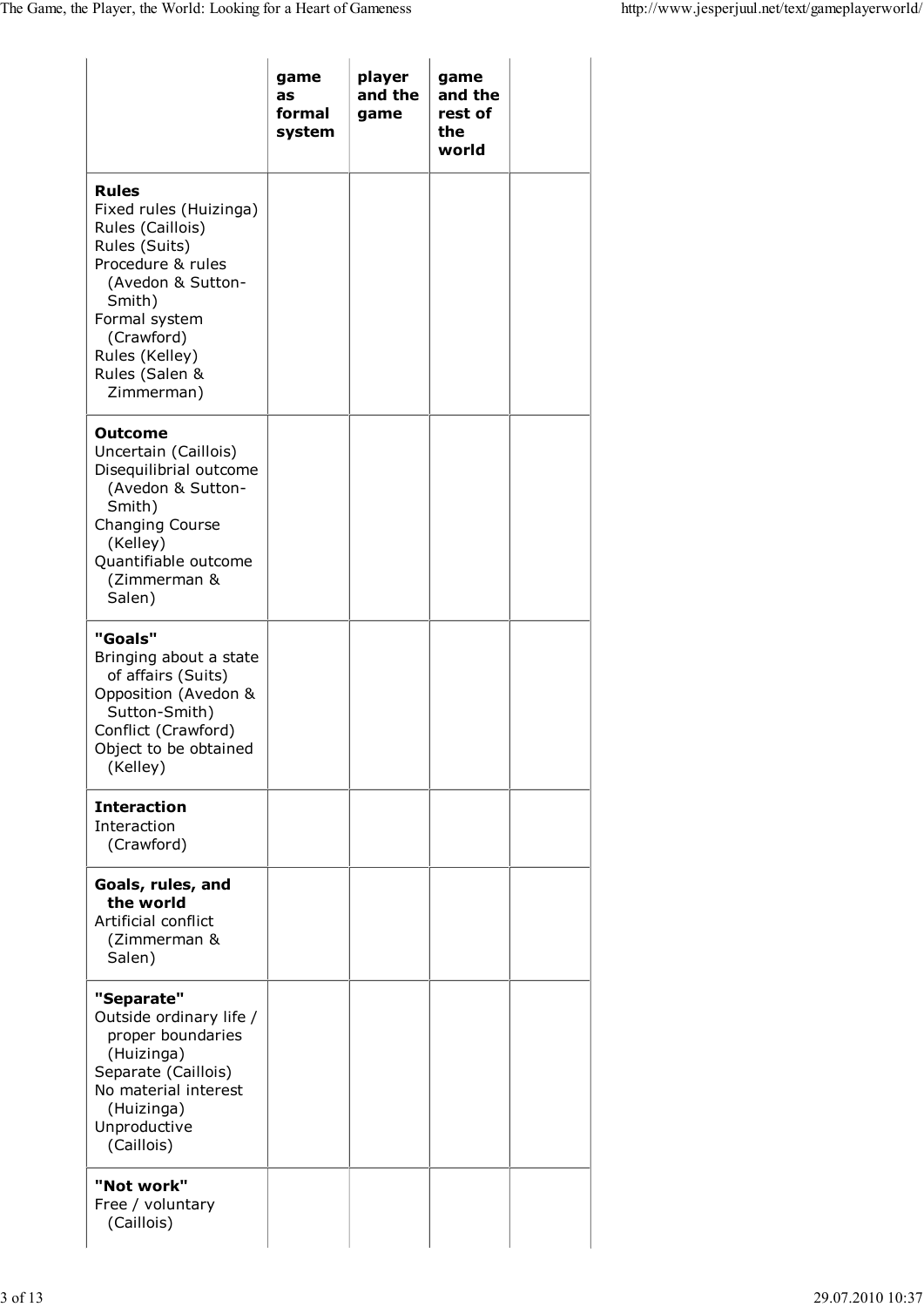| | game as formal system | player and the game | game and the rest of the world | |
|---|---|---|---|---|
| **Rules**<br>Fixed rules (Huizinga)<br>Rules (Caillois)<br>Rules (Suits)<br>Procedure & rules (Avedon & Sutton-Smith)<br>Formal system (Crawford)<br>Rules (Kelley)<br>Rules (Salen & Zimmerman) | | | | |
| **Outcome**<br>Uncertain (Caillois)<br>Disequilibrial outcome (Avedon & Sutton-Smith)<br>Changing Course (Kelley)<br>Quantifiable outcome (Zimmerman & Salen) | | | | |
| **"Goals"**<br>Bringing about a state of affairs (Suits)<br>Opposition (Avedon & Sutton-Smith)<br>Conflict (Crawford)<br>Object to be obtained (Kelley) | | | | |
| **Interaction**<br>Interaction (Crawford) | | | | |
| **Goals, rules, and the world**<br>Artificial conflict (Zimmerman & Salen) | | | | |
| **"Separate"**<br>Outside ordinary life / proper boundaries (Huizinga)<br>Separate (Caillois)<br>No material interest (Huizinga)<br>Unproductive (Caillois) | | | | |
| **"Not work"**<br>Free / voluntary (Caillois) | | | | |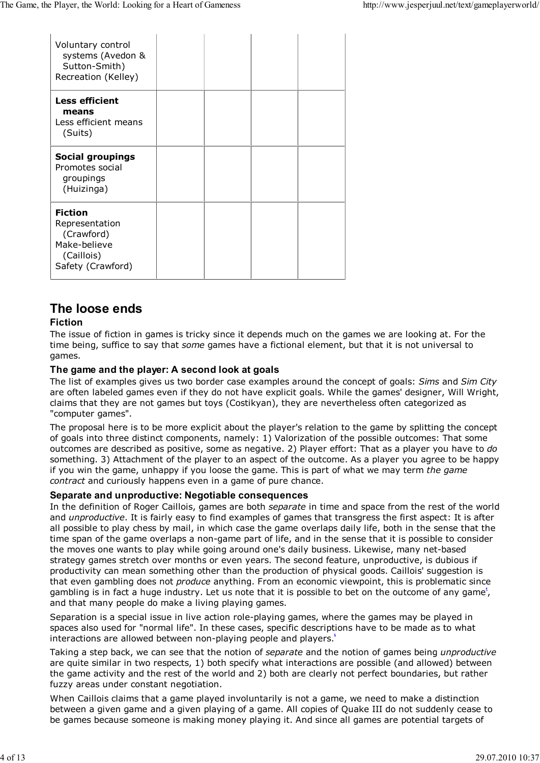| | | | | |
|---|---|---|---|---|
| Voluntary control systems (Avedon & Sutton-Smith)<br>Recreation (Kelley) | | | | |
| **Less efficient means**<br>Less efficient means (Suits) | | | | |
| **Social groupings**<br>Promotes social groupings (Huizinga) | | | | |
| **Fiction**<br>Representation (Crawford)<br>Make-believe (Caillois)<br>Safety (Crawford) | | | | |

## The loose ends

### Fiction

The issue of fiction in games is tricky since it depends much on the games we are looking at. For the time being, suffice to say that *some* games have a fictional element, but that it is not universal to games.

### The game and the player: A second look at goals

The list of examples gives us two border case examples around the concept of goals: *Sims* and *Sim City* are often labeled games even if they do not have explicit goals. While the games' designer, Will Wright, claims that they are not games but toys (Costikyan), they are nevertheless often categorized as "computer games".

The proposal here is to be more explicit about the player's relation to the game by splitting the concept of goals into three distinct components, namely: 1) Valorization of the possible outcomes: That some outcomes are described as positive, some as negative. 2) Player effort: That as a player you have to *do* something. 3) Attachment of the player to an aspect of the outcome. As a player you agree to be happy if you win the game, unhappy if you loose the game. This is part of what we may term *the game contract* and curiously happens even in a game of pure chance.

### Separate and unproductive: Negotiable consequences

In the definition of Roger Caillois, games are both *separate* in time and space from the rest of the world and *unproductive*. It is fairly easy to find examples of games that transgress the first aspect: It is after all possible to play chess by mail, in which case the game overlaps daily life, both in the sense that the time span of the game overlaps a non-game part of life, and in the sense that it is possible to consider the moves one wants to play while going around one's daily business. Likewise, many net-based strategy games stretch over months or even years. The second feature, unproductive, is dubious if productivity can mean something other than the production of physical goods. Caillois' suggestion is that even gambling does not *produce* anything. From an economic viewpoint, this is problematic since gambling is in fact a huge industry. Let us note that it is possible to bet on the outcome of any game[1], and that many people do make a living playing games.

Separation is a special issue in live action role-playing games, where the games may be played in spaces also used for "normal life". In these cases, specific descriptions have to be made as to what interactions are allowed between non-playing people and players.[1]

Taking a step back, we can see that the notion of *separate* and the notion of games being *unproductive* are quite similar in two respects, 1) both specify what interactions are possible (and allowed) between the game activity and the rest of the world and 2) both are clearly not perfect boundaries, but rather fuzzy areas under constant negotiation.

When Caillois claims that a game played involuntarily is not a game, we need to make a distinction between a given game and a given playing of a game. All copies of Quake III do not suddenly cease to be games because someone is making money playing it. And since all games are potential targets of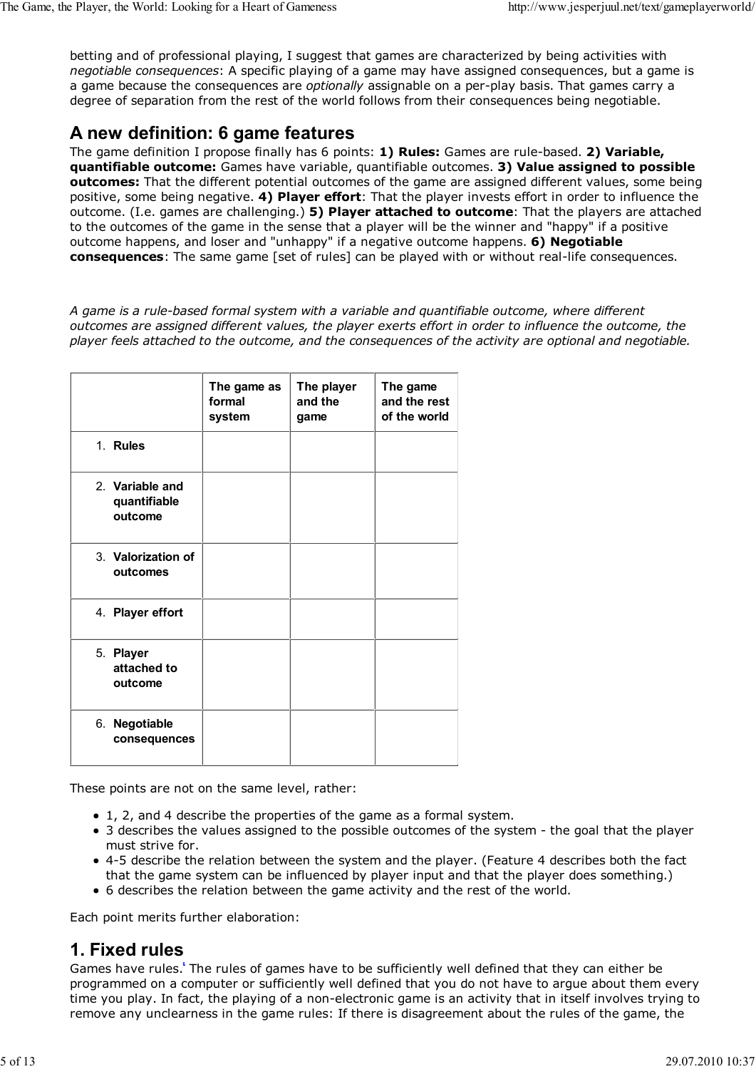betting and of professional playing, I suggest that games are characterized by being activities with *negotiable consequences*: A specific playing of a game may have assigned consequences, but a game is a game because the consequences are *optionally* assignable on a per-play basis. That games carry a degree of separation from the rest of the world follows from their consequences being negotiable.

## A new definition: 6 game features

The game definition I propose finally has 6 points: **1) Rules:** Games are rule-based. **2) Variable, quantifiable outcome:** Games have variable, quantifiable outcomes. **3) Value assigned to possible outcomes:** That the different potential outcomes of the game are assigned different values, some being positive, some being negative. **4) Player effort**: That the player invests effort in order to influence the outcome. (I.e. games are challenging.) **5) Player attached to outcome**: That the players are attached to the outcomes of the game in the sense that a player will be the winner and "happy" if a positive outcome happens, and loser and "unhappy" if a negative outcome happens. **6) Negotiable consequences**: The same game [set of rules] can be played with or without real-life consequences.

*A game is a rule-based formal system with a variable and quantifiable outcome, where different outcomes are assigned different values, the player exerts effort in order to influence the outcome, the player feels attached to the outcome, and the consequences of the activity are optional and negotiable.*

| | The game as formal system | The player and the game | The game and the rest of the world |
|---|---|---|---|
| 1. **Rules** | | | |
| 2. **Variable and quantifiable outcome** | | | |
| 3. **Valorization of outcomes** | | | |
| 4. **Player effort** | | | |
| 5. **Player attached to outcome** | | | |
| 6. **Negotiable consequences** | | | |

These points are not on the same level, rather:

- 1, 2, and 4 describe the properties of the game as a formal system.
- 3 describes the values assigned to the possible outcomes of the system - the goal that the player must strive for.
- 4-5 describe the relation between the system and the player. (Feature 4 describes both the fact that the game system can be influenced by player input and that the player does something.)
- 6 describes the relation between the game activity and the rest of the world.

Each point merits further elaboration:

## 1. Fixed rules

Games have rules.[1] The rules of games have to be sufficiently well defined that they can either be programmed on a computer or sufficiently well defined that you do not have to argue about them every time you play. In fact, the playing of a non-electronic game is an activity that in itself involves trying to remove any unclearness in the game rules: If there is disagreement about the rules of the game, the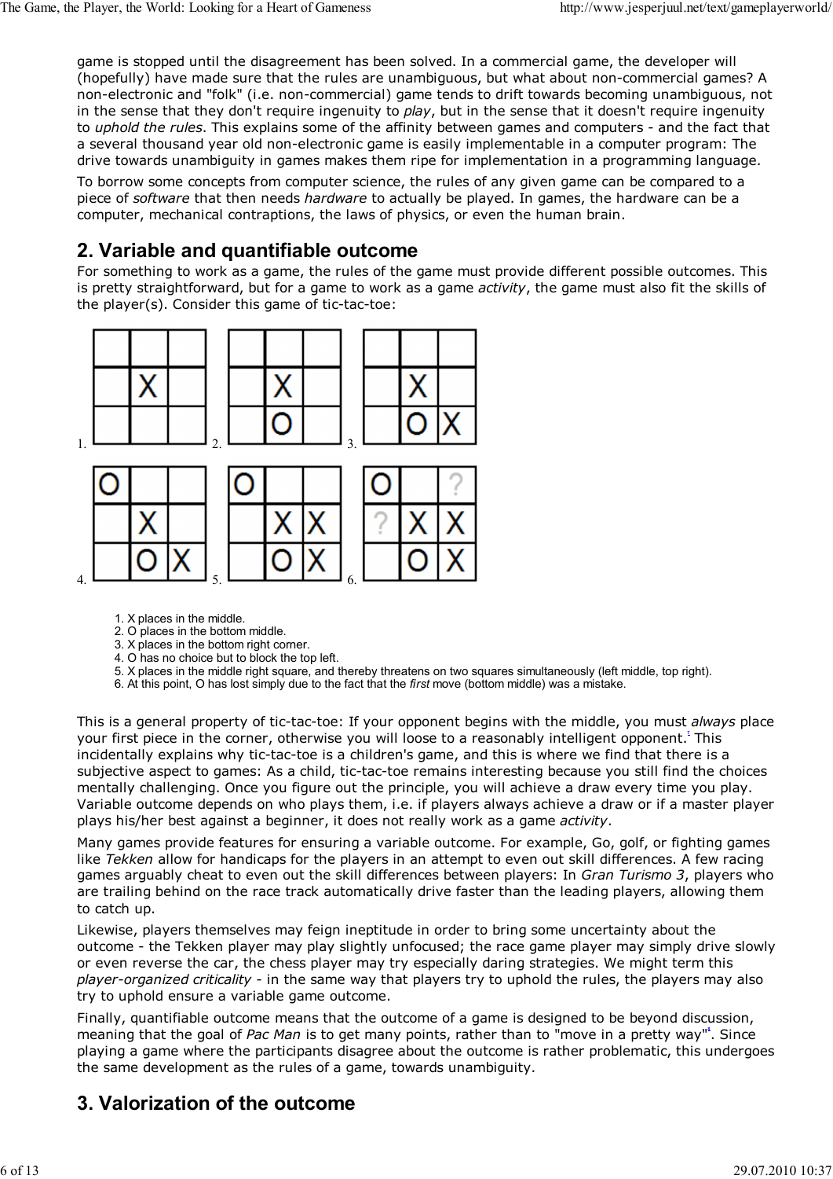game is stopped until the disagreement has been solved. In a commercial game, the developer will (hopefully) have made sure that the rules are unambiguous, but what about non-commercial games? A non-electronic and "folk" (i.e. non-commercial) game tends to drift towards becoming unambiguous, not in the sense that they don't require ingenuity to *play*, but in the sense that it doesn't require ingenuity to *uphold the rules*. This explains some of the affinity between games and computers - and the fact that a several thousand year old non-electronic game is easily implementable in a computer program: The drive towards unambiguity in games makes them ripe for implementation in a programming language.

To borrow some concepts from computer science, the rules of any given game can be compared to a piece of *software* that then needs *hardware* to actually be played. In games, the hardware can be a computer, mechanical contraptions, the laws of physics, or even the human brain.

## 2. Variable and quantifiable outcome

For something to work as a game, the rules of the game must provide different possible outcomes. This is pretty straightforward, but for a game to work as a game *activity*, the game must also fit the skills of the player(s). Consider this game of tic-tac-toe:

1.

| | | |
|---|---|---|
| | | |
| | X | |
| | | |

2.

| | | |
|---|---|---|
| | | |
| | X | |
| | O | |

3.

| | | |
|---|---|---|
| | | |
| | X | |
| | O | X |

4.

| | | |
|---|---|---|
| O | | |
| | X | |
| | O | X |

5.

| | | |
|---|---|---|
| O | | |
| | X | X |
| | O | X |

6.

| | | |
|---|---|---|
| O | | ? |
| ? | X | X |
| | O | X |

1. X places in the middle.
2. O places in the bottom middle.
3. X places in the bottom right corner.
4. O has no choice but to block the top left.
5. X places in the middle right square, and thereby threatens on two squares simultaneously (left middle, top right).
6. At this point, O has lost simply due to the fact that the *first* move (bottom middle) was a mistake.

This is a general property of tic-tac-toe: If your opponent begins with the middle, you must *always* place your first piece in the corner, otherwise you will loose to a reasonably intelligent opponent.[7] This incidentally explains why tic-tac-toe is a children's game, and this is where we find that there is a subjective aspect to games: As a child, tic-tac-toe remains interesting because you still find the choices mentally challenging. Once you figure out the principle, you will achieve a draw every time you play. Variable outcome depends on who plays them, i.e. if players always achieve a draw or if a master player plays his/her best against a beginner, it does not really work as a game *activity*.

Many games provide features for ensuring a variable outcome. For example, Go, golf, or fighting games like *Tekken* allow for handicaps for the players in an attempt to even out skill differences. A few racing games arguably cheat to even out the skill differences between players: In *Gran Turismo 3*, players who are trailing behind on the race track automatically drive faster than the leading players, allowing them to catch up.

Likewise, players themselves may feign ineptitude in order to bring some uncertainty about the outcome - the Tekken player may play slightly unfocused; the race game player may simply drive slowly or even reverse the car, the chess player may try especially daring strategies. We might term this *player-organized criticality* - in the same way that players try to uphold the rules, the players may also try to uphold ensure a variable game outcome.

Finally, quantifiable outcome means that the outcome of a game is designed to be beyond discussion, meaning that the goal of *Pac Man* is to get many points, rather than to "move in a pretty way"[8]. Since playing a game where the participants disagree about the outcome is rather problematic, this undergoes the same development as the rules of a game, towards unambiguity.

## 3. Valorization of the outcome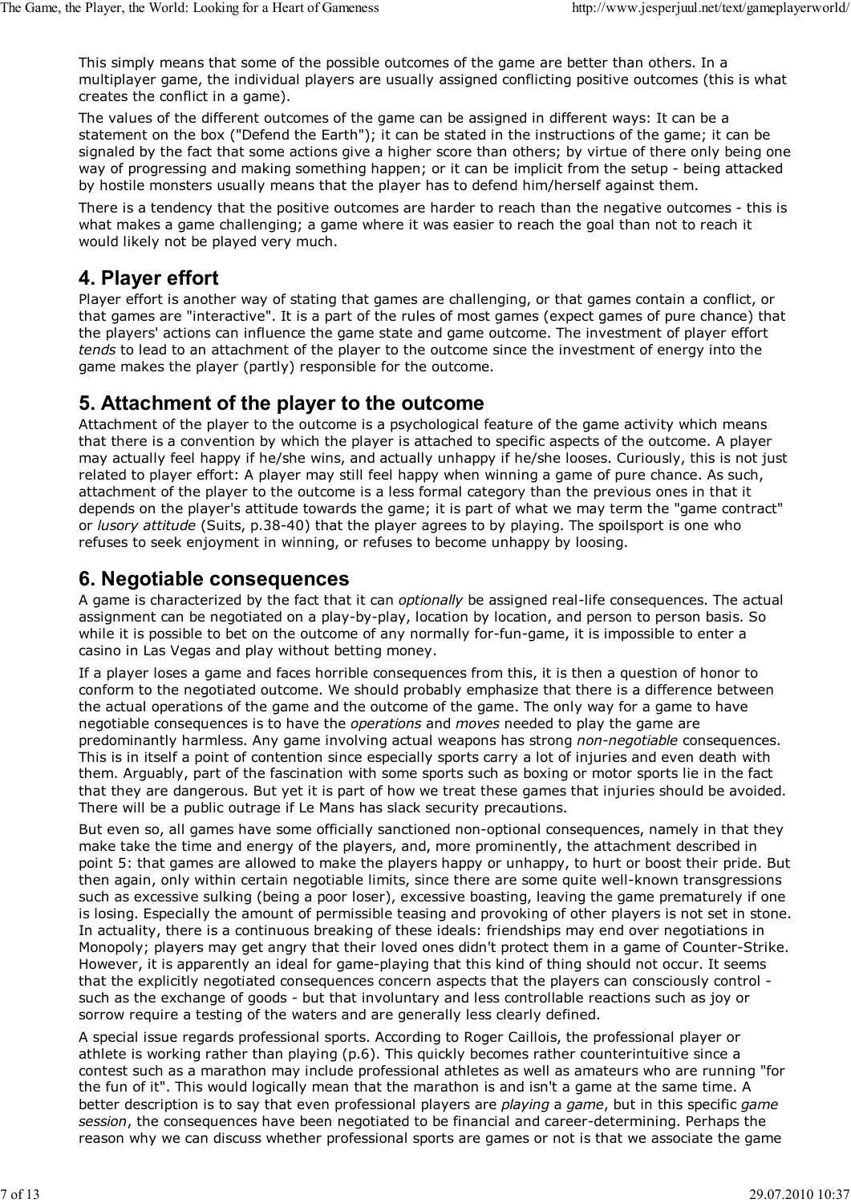This simply means that some of the possible outcomes of the game are better than others. In a multiplayer game, the individual players are usually assigned conflicting positive outcomes (this is what creates the conflict in a game).

The values of the different outcomes of the game can be assigned in different ways: It can be a statement on the box ("Defend the Earth"); it can be stated in the instructions of the game; it can be signaled by the fact that some actions give a higher score than others; by virtue of there only being one way of progressing and making something happen; or it can be implicit from the setup - being attacked by hostile monsters usually means that the player has to defend him/herself against them.

There is a tendency that the positive outcomes are harder to reach than the negative outcomes - this is what makes a game challenging; a game where it was easier to reach the goal than not to reach it would likely not be played very much.

## 4. Player effort

Player effort is another way of stating that games are challenging, or that games contain a conflict, or that games are "interactive". It is a part of the rules of most games (expect games of pure chance) that the players' actions can influence the game state and game outcome. The investment of player effort *tends* to lead to an attachment of the player to the outcome since the investment of energy into the game makes the player (partly) responsible for the outcome.

## 5. Attachment of the player to the outcome

Attachment of the player to the outcome is a psychological feature of the game activity which means that there is a convention by which the player is attached to specific aspects of the outcome. A player may actually feel happy if he/she wins, and actually unhappy if he/she looses. Curiously, this is not just related to player effort: A player may still feel happy when winning a game of pure chance. As such, attachment of the player to the outcome is a less formal category than the previous ones in that it depends on the player's attitude towards the game; it is part of what we may term the "game contract" or *lusory attitude* (Suits, p.38-40) that the player agrees to by playing. The spoilsport is one who refuses to seek enjoyment in winning, or refuses to become unhappy by loosing.

## 6. Negotiable consequences

A game is characterized by the fact that it can *optionally* be assigned real-life consequences. The actual assignment can be negotiated on a play-by-play, location by location, and person to person basis. So while it is possible to bet on the outcome of any normally for-fun-game, it is impossible to enter a casino in Las Vegas and play without betting money.

If a player loses a game and faces horrible consequences from this, it is then a question of honor to conform to the negotiated outcome. We should probably emphasize that there is a difference between the actual operations of the game and the outcome of the game. The only way for a game to have negotiable consequences is to have the *operations* and *moves* needed to play the game are predominantly harmless. Any game involving actual weapons has strong *non-negotiable* consequences. This is in itself a point of contention since especially sports carry a lot of injuries and even death with them. Arguably, part of the fascination with some sports such as boxing or motor sports lie in the fact that they are dangerous. But yet it is part of how we treat these games that injuries should be avoided. There will be a public outrage if Le Mans has slack security precautions.

But even so, all games have some officially sanctioned non-optional consequences, namely in that they make take the time and energy of the players, and, more prominently, the attachment described in point 5: that games are allowed to make the players happy or unhappy, to hurt or boost their pride. But then again, only within certain negotiable limits, since there are some quite well-known transgressions such as excessive sulking (being a poor loser), excessive boasting, leaving the game prematurely if one is losing. Especially the amount of permissible teasing and provoking of other players is not set in stone. In actuality, there is a continuous breaking of these ideals: friendships may end over negotiations in Monopoly; players may get angry that their loved ones didn't protect them in a game of Counter-Strike. However, it is apparently an ideal for game-playing that this kind of thing should not occur. It seems that the explicitly negotiated consequences concern aspects that the players can consciously control - such as the exchange of goods - but that involuntary and less controllable reactions such as joy or sorrow require a testing of the waters and are generally less clearly defined.

A special issue regards professional sports. According to Roger Caillois, the professional player or athlete is working rather than playing (p.6). This quickly becomes rather counterintuitive since a contest such as a marathon may include professional athletes as well as amateurs who are running "for the fun of it". This would logically mean that the marathon is and isn't a game at the same time. A better description is to say that even professional players are *playing* a *game*, but in this specific *game session*, the consequences have been negotiated to be financial and career-determining. Perhaps the reason why we can discuss whether professional sports are games or not is that we associate the game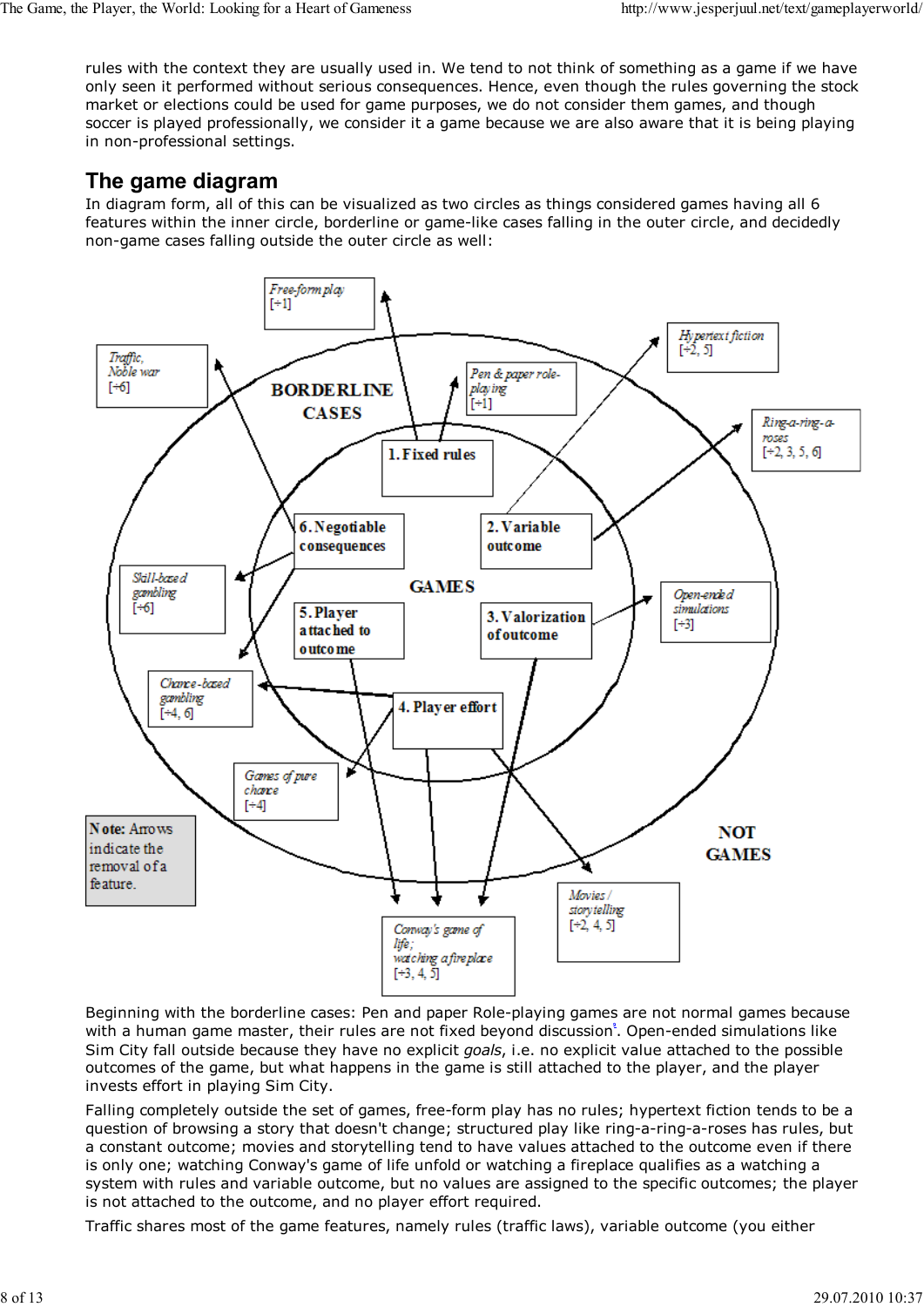rules with the context they are usually used in. We tend to not think of something as a game if we have only seen it performed without serious consequences. Hence, even though the rules governing the stock market or elections could be used for game purposes, we do not consider them games, and though soccer is played professionally, we consider it a game because we are also aware that it is being playing in non-professional settings.

## The game diagram

In diagram form, all of this can be visualized as two circles as things considered games having all 6 features within the inner circle, borderline or game-like cases falling in the outer circle, and decidedly non-game cases falling outside the outer circle as well:

Beginning with the borderline cases: Pen and paper Role-playing games are not normal games because with a human game master, their rules are not fixed beyond discussion[5]. Open-ended simulations like Sim City fall outside because they have no explicit *goals*, i.e. no explicit value attached to the possible outcomes of the game, but what happens in the game is still attached to the player, and the player invests effort in playing Sim City.

Falling completely outside the set of games, free-form play has no rules; hypertext fiction tends to be a question of browsing a story that doesn't change; structured play like ring-a-ring-a-roses has rules, but a constant outcome; movies and storytelling tend to have values attached to the outcome even if there is only one; watching Conway's game of life unfold or watching a fireplace qualifies as a watching a system with rules and variable outcome, but no values are assigned to the specific outcomes; the player is not attached to the outcome, and no player effort required.

Traffic shares most of the game features, namely rules (traffic laws), variable outcome (you either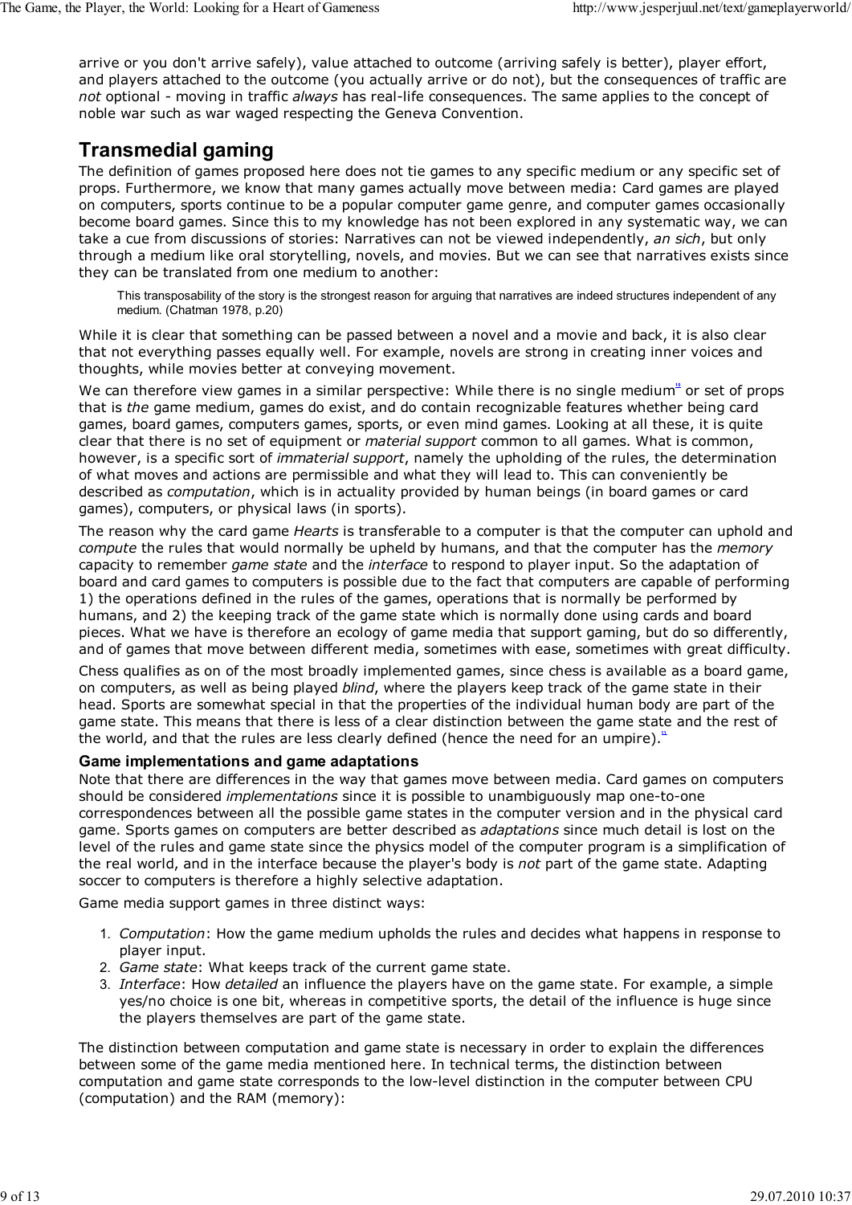arrive or you don't arrive safely), value attached to outcome (arriving safely is better), player effort, and players attached to the outcome (you actually arrive or do not), but the consequences of traffic are *not* optional - moving in traffic *always* has real-life consequences. The same applies to the concept of noble war such as war waged respecting the Geneva Convention.

## Transmedial gaming

The definition of games proposed here does not tie games to any specific medium or any specific set of props. Furthermore, we know that many games actually move between media: Card games are played on computers, sports continue to be a popular computer game genre, and computer games occasionally become board games. Since this to my knowledge has not been explored in any systematic way, we can take a cue from discussions of stories: Narratives can not be viewed independently, *an sich*, but only through a medium like oral storytelling, novels, and movies. But we can see that narratives exists since they can be translated from one medium to another:

> This transposability of the story is the strongest reason for arguing that narratives are indeed structures independent of any medium. (Chatman 1978, p.20)

While it is clear that something can be passed between a novel and a movie and back, it is also clear that not everything passes equally well. For example, novels are strong in creating inner voices and thoughts, while movies better at conveying movement.

We can therefore view games in a similar perspective: While there is no single medium[10] or set of props that is *the* game medium, games do exist, and do contain recognizable features whether being card games, board games, computers games, sports, or even mind games. Looking at all these, it is quite clear that there is no set of equipment or *material support* common to all games. What is common, however, is a specific sort of *immaterial support*, namely the upholding of the rules, the determination of what moves and actions are permissible and what they will lead to. This can conveniently be described as *computation*, which is in actuality provided by human beings (in board games or card games), computers, or physical laws (in sports).

The reason why the card game *Hearts* is transferable to a computer is that the computer can uphold and *compute* the rules that would normally be upheld by humans, and that the computer has the *memory* capacity to remember *game state* and the *interface* to respond to player input. So the adaptation of board and card games to computers is possible due to the fact that computers are capable of performing 1) the operations defined in the rules of the games, operations that is normally be performed by humans, and 2) the keeping track of the game state which is normally done using cards and board pieces. What we have is therefore an ecology of game media that support gaming, but do so differently, and of games that move between different media, sometimes with ease, sometimes with great difficulty.

Chess qualifies as on of the most broadly implemented games, since chess is available as a board game, on computers, as well as being played *blind*, where the players keep track of the game state in their head. Sports are somewhat special in that the properties of the individual human body are part of the game state. This means that there is less of a clear distinction between the game state and the rest of the world, and that the rules are less clearly defined (hence the need for an umpire).[11]

### Game implementations and game adaptations

Note that there are differences in the way that games move between media. Card games on computers should be considered *implementations* since it is possible to unambiguously map one-to-one correspondences between all the possible game states in the computer version and in the physical card game. Sports games on computers are better described as *adaptations* since much detail is lost on the level of the rules and game state since the physics model of the computer program is a simplification of the real world, and in the interface because the player's body is *not* part of the game state. Adapting soccer to computers is therefore a highly selective adaptation.

Game media support games in three distinct ways:

1. *Computation*: How the game medium upholds the rules and decides what happens in response to player input.
2. *Game state*: What keeps track of the current game state.
3. *Interface*: How *detailed* an influence the players have on the game state. For example, a simple yes/no choice is one bit, whereas in competitive sports, the detail of the influence is huge since the players themselves are part of the game state.

The distinction between computation and game state is necessary in order to explain the differences between some of the game media mentioned here. In technical terms, the distinction between computation and game state corresponds to the low-level distinction in the computer between CPU (computation) and the RAM (memory):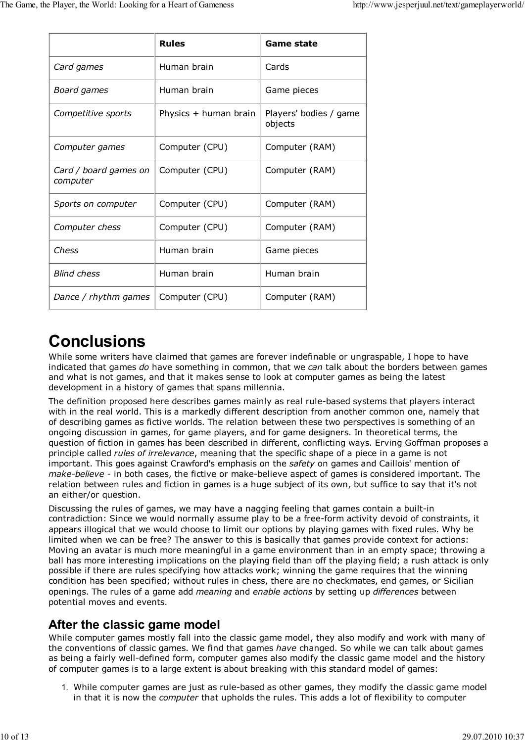| | **Rules** | **Game state** |
|---|---|---|
| *Card games* | Human brain | Cards |
| *Board games* | Human brain | Game pieces |
| *Competitive sports* | Physics + human brain | Players' bodies / game objects |
| *Computer games* | Computer (CPU) | Computer (RAM) |
| *Card / board games on computer* | Computer (CPU) | Computer (RAM) |
| *Sports on computer* | Computer (CPU) | Computer (RAM) |
| *Computer chess* | Computer (CPU) | Computer (RAM) |
| *Chess* | Human brain | Game pieces |
| *Blind chess* | Human brain | Human brain |
| *Dance / rhythm games* | Computer (CPU) | Computer (RAM) |

# Conclusions

While some writers have claimed that games are forever indefinable or ungraspable, I hope to have indicated that games *do* have something in common, that we *can* talk about the borders between games and what is not games, and that it makes sense to look at computer games as being the latest development in a history of games that spans millennia.

The definition proposed here describes games mainly as real rule-based systems that players interact with in the real world. This is a markedly different description from another common one, namely that of describing games as fictive worlds. The relation between these two perspectives is something of an ongoing discussion in games, for game players, and for game designers. In theoretical terms, the question of fiction in games has been described in different, conflicting ways. Erving Goffman proposes a principle called *rules of irrelevance*, meaning that the specific shape of a piece in a game is not important. This goes against Crawford's emphasis on the *safety* on games and Caillois' mention of *make-believe* - in both cases, the fictive or make-believe aspect of games is considered important. The relation between rules and fiction in games is a huge subject of its own, but suffice to say that it's not an either/or question.

Discussing the rules of games, we may have a nagging feeling that games contain a built-in contradiction: Since we would normally assume play to be a free-form activity devoid of constraints, it appears illogical that we would choose to limit our options by playing games with fixed rules. Why be limited when we can be free? The answer to this is basically that games provide context for actions: Moving an avatar is much more meaningful in a game environment than in an empty space; throwing a ball has more interesting implications on the playing field than off the playing field; a rush attack is only possible if there are rules specifying how attacks work; winning the game requires that the winning condition has been specified; without rules in chess, there are no checkmates, end games, or Sicilian openings. The rules of a game add *meaning* and *enable actions* by setting up *differences* between potential moves and events.

## After the classic game model

While computer games mostly fall into the classic game model, they also modify and work with many of the conventions of classic games. We find that games *have* changed. So while we can talk about games as being a fairly well-defined form, computer games also modify the classic game model and the history of computer games is to a large extent is about breaking with this standard model of games:

1. While computer games are just as rule-based as other games, they modify the classic game model in that it is now the *computer* that upholds the rules. This adds a lot of flexibility to computer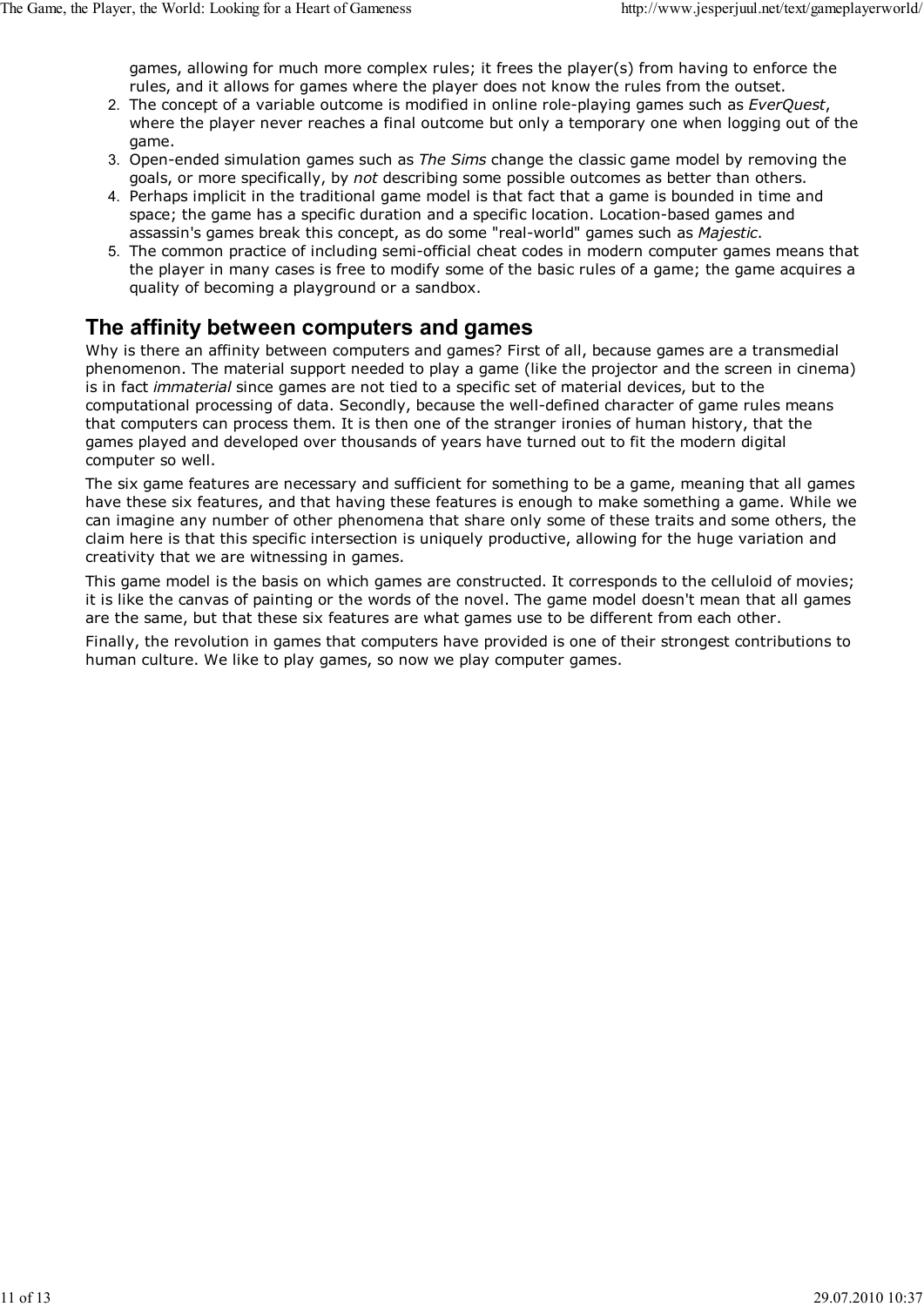games, allowing for much more complex rules; it frees the player(s) from having to enforce the rules, and it allows for games where the player does not know the rules from the outset.

2. The concept of a variable outcome is modified in online role-playing games such as *EverQuest*, where the player never reaches a final outcome but only a temporary one when logging out of the game.
3. Open-ended simulation games such as *The Sims* change the classic game model by removing the goals, or more specifically, by *not* describing some possible outcomes as better than others.
4. Perhaps implicit in the traditional game model is that fact that a game is bounded in time and space; the game has a specific duration and a specific location. Location-based games and assassin's games break this concept, as do some "real-world" games such as *Majestic*.
5. The common practice of including semi-official cheat codes in modern computer games means that the player in many cases is free to modify some of the basic rules of a game; the game acquires a quality of becoming a playground or a sandbox.

## The affinity between computers and games

Why is there an affinity between computers and games? First of all, because games are a transmedial phenomenon. The material support needed to play a game (like the projector and the screen in cinema) is in fact *immaterial* since games are not tied to a specific set of material devices, but to the computational processing of data. Secondly, because the well-defined character of game rules means that computers can process them. It is then one of the stranger ironies of human history, that the games played and developed over thousands of years have turned out to fit the modern digital computer so well.

The six game features are necessary and sufficient for something to be a game, meaning that all games have these six features, and that having these features is enough to make something a game. While we can imagine any number of other phenomena that share only some of these traits and some others, the claim here is that this specific intersection is uniquely productive, allowing for the huge variation and creativity that we are witnessing in games.

This game model is the basis on which games are constructed. It corresponds to the celluloid of movies; it is like the canvas of painting or the words of the novel. The game model doesn't mean that all games are the same, but that these six features are what games use to be different from each other.

Finally, the revolution in games that computers have provided is one of their strongest contributions to human culture. We like to play games, so now we play computer games.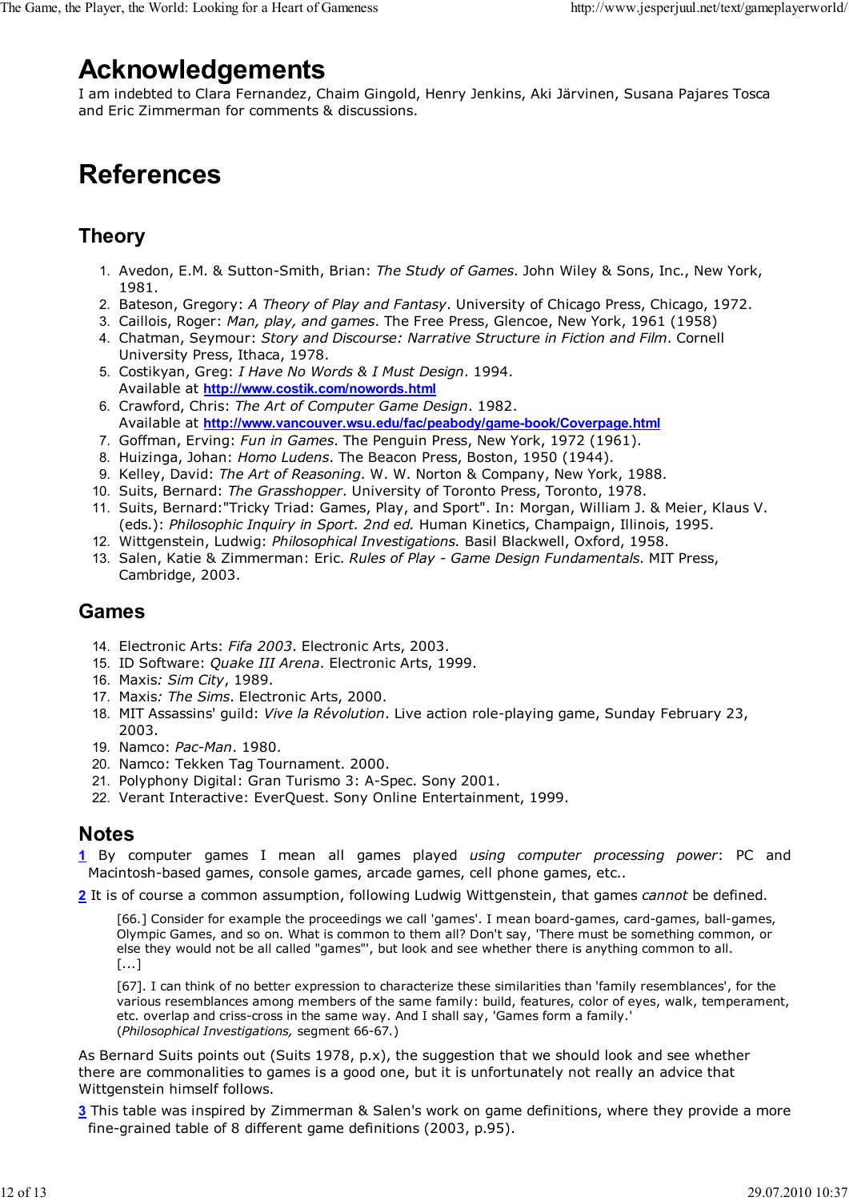# Acknowledgements

I am indebted to Clara Fernandez, Chaim Gingold, Henry Jenkins, Aki Järvinen, Susana Pajares Tosca and Eric Zimmerman for comments & discussions.

# References

## Theory

1. Avedon, E.M. & Sutton-Smith, Brian: *The Study of Games*. John Wiley & Sons, Inc., New York, 1981.
2. Bateson, Gregory: *A Theory of Play and Fantasy*. University of Chicago Press, Chicago, 1972.
3. Caillois, Roger: *Man, play, and games*. The Free Press, Glencoe, New York, 1961 (1958)
4. Chatman, Seymour: *Story and Discourse: Narrative Structure in Fiction and Film*. Cornell University Press, Ithaca, 1978.
5. Costikyan, Greg: *I Have No Words & I Must Design*. 1994. Available at **http://www.costik.com/nowords.html**
6. Crawford, Chris: *The Art of Computer Game Design*. 1982. Available at **http://www.vancouver.wsu.edu/fac/peabody/game-book/Coverpage.html**
7. Goffman, Erving: *Fun in Games*. The Penguin Press, New York, 1972 (1961).
8. Huizinga, Johan: *Homo Ludens*. The Beacon Press, Boston, 1950 (1944).
9. Kelley, David: *The Art of Reasoning*. W. W. Norton & Company, New York, 1988.
10. Suits, Bernard: *The Grasshopper*. University of Toronto Press, Toronto, 1978.
11. Suits, Bernard:"Tricky Triad: Games, Play, and Sport". In: Morgan, William J. & Meier, Klaus V. (eds.): *Philosophic Inquiry in Sport. 2nd ed.* Human Kinetics, Champaign, Illinois, 1995.
12. Wittgenstein, Ludwig: *Philosophical Investigations.* Basil Blackwell, Oxford, 1958.
13. Salen, Katie & Zimmerman: Eric. *Rules of Play - Game Design Fundamentals*. MIT Press, Cambridge, 2003.

## Games

14. Electronic Arts: *Fifa 2003*. Electronic Arts, 2003.
15. ID Software: *Quake III Arena*. Electronic Arts, 1999.
16. Maxis*: Sim City*, 1989.
17. Maxis*: The Sims*. Electronic Arts, 2000.
18. MIT Assassins' guild: *Vive la Révolution*. Live action role-playing game, Sunday February 23, 2003.
19. Namco: *Pac-Man*. 1980.
20. Namco: Tekken Tag Tournament. 2000.
21. Polyphony Digital: Gran Turismo 3: A-Spec. Sony 2001.
22. Verant Interactive: EverQuest. Sony Online Entertainment, 1999.

## Notes

**1** By computer games I mean all games played *using computer processing power*: PC and Macintosh-based games, console games, arcade games, cell phone games, etc..

**2** It is of course a common assumption, following Ludwig Wittgenstein, that games *cannot* be defined.

> [66.] Consider for example the proceedings we call 'games'. I mean board-games, card-games, ball-games, Olympic Games, and so on. What is common to them all? Don't say, 'There must be something common, or else they would not be all called "games"', but look and see whether there is anything common to all.
> [...]
>
> [67]. I can think of no better expression to characterize these similarities than 'family resemblances', for the various resemblances among members of the same family: build, features, color of eyes, walk, temperament, etc. overlap and criss-cross in the same way. And I shall say, 'Games form a family.'
> (*Philosophical Investigations,* segment 66-67.)

As Bernard Suits points out (Suits 1978, p.x), the suggestion that we should look and see whether there are commonalities to games is a good one, but it is unfortunately not really an advice that Wittgenstein himself follows.

**3** This table was inspired by Zimmerman & Salen's work on game definitions, where they provide a more fine-grained table of 8 different game definitions (2003, p.95).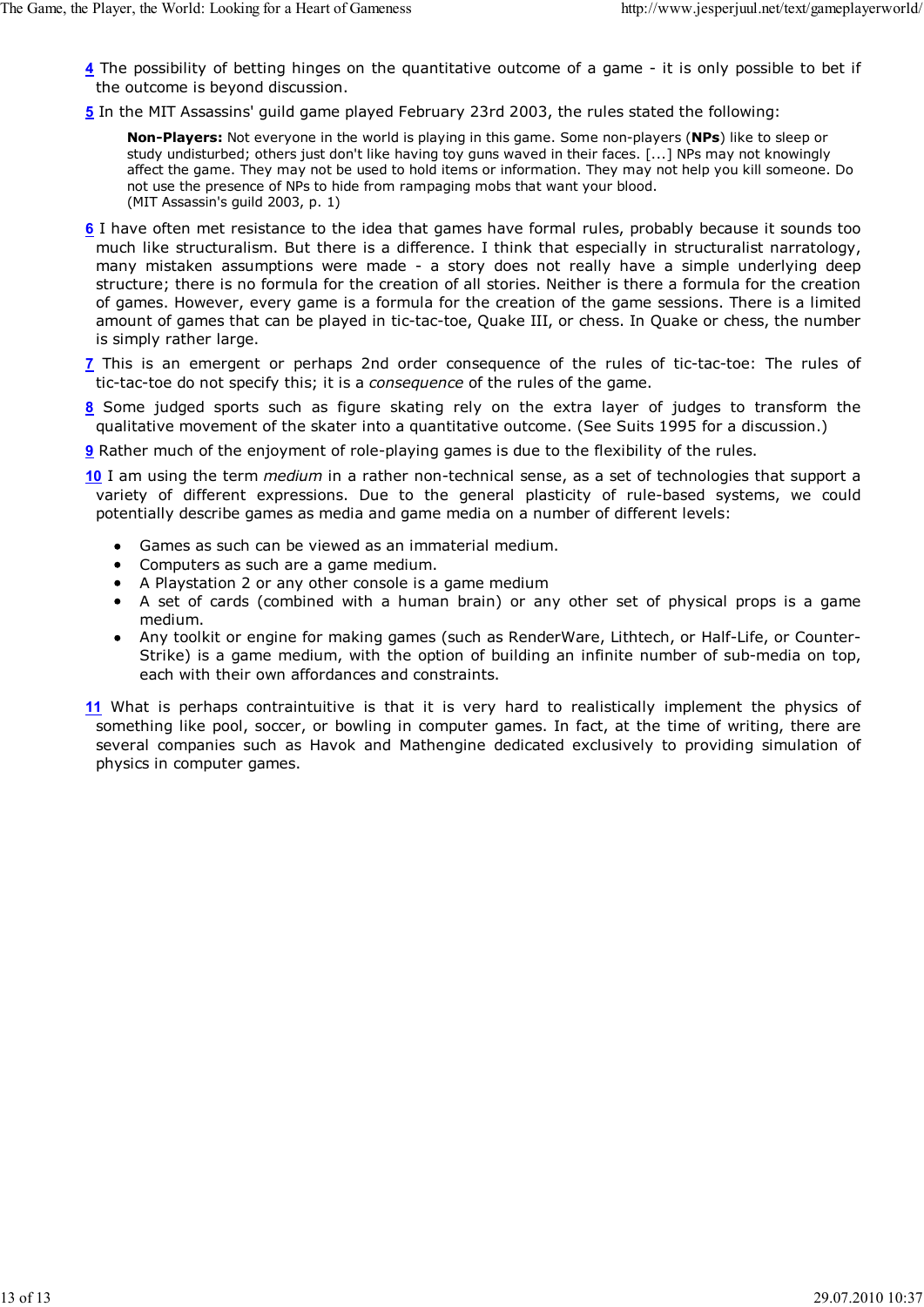4 The possibility of betting hinges on the quantitative outcome of a game - it is only possible to bet if the outcome is beyond discussion.

5 In the MIT Assassins' guild game played February 23rd 2003, the rules stated the following:

> **Non-Players:** Not everyone in the world is playing in this game. Some non-players (**NPs**) like to sleep or study undisturbed; others just don't like having toy guns waved in their faces. [...] NPs may not knowingly affect the game. They may not be used to hold items or information. They may not help you kill someone. Do not use the presence of NPs to hide from rampaging mobs that want your blood.
> (MIT Assassin's guild 2003, p. 1)

6 I have often met resistance to the idea that games have formal rules, probably because it sounds too much like structuralism. But there is a difference. I think that especially in structuralist narratology, many mistaken assumptions were made - a story does not really have a simple underlying deep structure; there is no formula for the creation of all stories. Neither is there a formula for the creation of games. However, every game is a formula for the creation of the game sessions. There is a limited amount of games that can be played in tic-tac-toe, Quake III, or chess. In Quake or chess, the number is simply rather large.

7 This is an emergent or perhaps 2nd order consequence of the rules of tic-tac-toe: The rules of tic-tac-toe do not specify this; it is a *consequence* of the rules of the game.

8 Some judged sports such as figure skating rely on the extra layer of judges to transform the qualitative movement of the skater into a quantitative outcome. (See Suits 1995 for a discussion.)

9 Rather much of the enjoyment of role-playing games is due to the flexibility of the rules.

10 I am using the term *medium* in a rather non-technical sense, as a set of technologies that support a variety of different expressions. Due to the general plasticity of rule-based systems, we could potentially describe games as media and game media on a number of different levels:

- Games as such can be viewed as an immaterial medium.
- Computers as such are a game medium.
- A Playstation 2 or any other console is a game medium
- A set of cards (combined with a human brain) or any other set of physical props is a game medium.
- Any toolkit or engine for making games (such as RenderWare, Lithtech, or Half-Life, or Counter-Strike) is a game medium, with the option of building an infinite number of sub-media on top, each with their own affordances and constraints.

11 What is perhaps contraintuitive is that it is very hard to realistically implement the physics of something like pool, soccer, or bowling in computer games. In fact, at the time of writing, there are several companies such as Havok and Mathengine dedicated exclusively to providing simulation of physics in computer games.